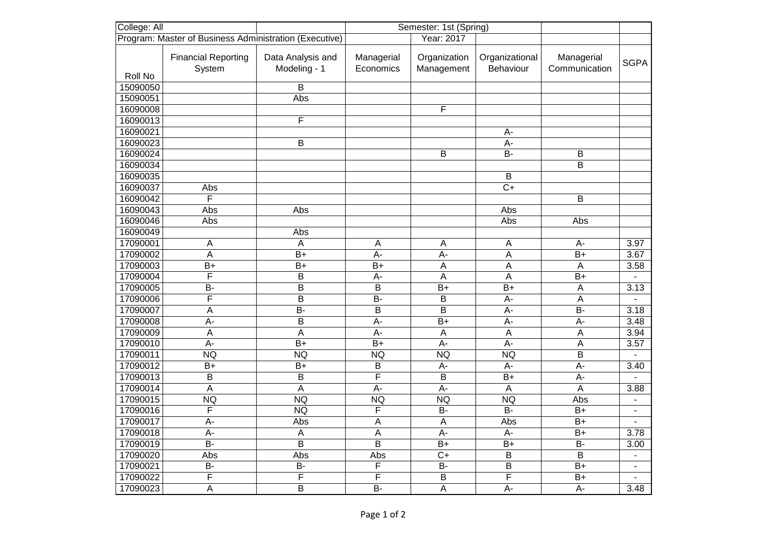| College: All | | Semester: 1st (Spring) | | | | |
|---|---|---|---|---|---|---|
| Program: Master of Business Administration (Executive) | | | Year: 2017 | | | |
| Roll No | Financial Reporting System | Data Analysis and Modeling - 1 | Managerial Economics | Organization Management | Organizational Behaviour | Managerial Communication | SGPA |
| 15090050 | | B | | | | | |
| 15090051 | | Abs | | | | | |
| 16090008 | | | | F | | | |
| 16090013 | | F | | | | | |
| 16090021 | | | | | A- | | |
| 16090023 | | B | | | A- | | |
| 16090024 | | | | B | B- | B | |
| 16090034 | | | | | | B | |
| 16090035 | | | | | B | | |
| 16090037 | Abs | | | | C+ | | |
| 16090042 | F | | | | | B | |
| 16090043 | Abs | Abs | | | Abs | | |
| 16090046 | Abs | | | | Abs | Abs | |
| 16090049 | | Abs | | | | | |
| 17090001 | A | A | A | A | A | A- | 3.97 |
| 17090002 | A | B+ | A- | A- | A | B+ | 3.67 |
| 17090003 | B+ | B+ | B+ | A | A | A | 3.58 |
| 17090004 | F | B | A- | A | A | B+ | - |
| 17090005 | B- | B | B | B+ | B+ | A | 3.13 |
| 17090006 | F | B | B- | B | A- | A | - |
| 17090007 | A | B- | B | B | A- | B- | 3.18 |
| 17090008 | A- | B | A- | B+ | A- | A- | 3.48 |
| 17090009 | A | A | A- | A | A | A | 3.94 |
| 17090010 | A- | B+ | B+ | A- | A- | A | 3.57 |
| 17090011 | NQ | NQ | NQ | NQ | NQ | B | - |
| 17090012 | B+ | B+ | B | A- | A- | A- | 3.40 |
| 17090013 | B | B | F | B | B+ | A- | - |
| 17090014 | A | A | A- | A- | A | A | 3.88 |
| 17090015 | NQ | NQ | NQ | NQ | NQ | Abs | - |
| 17090016 | F | NQ | F | B- | B- | B+ | - |
| 17090017 | A- | Abs | A | A | Abs | B+ | - |
| 17090018 | A- | A | A | A- | A- | B+ | 3.78 |
| 17090019 | B- | B | B | B+ | B+ | B- | 3.00 |
| 17090020 | Abs | Abs | Abs | C+ | B | B | - |
| 17090021 | B- | B- | F | B- | B | B+ | - |
| 17090022 | F | F | F | B | F | B+ | - |
| 17090023 | A | B | B- | A | A- | A- | 3.48 |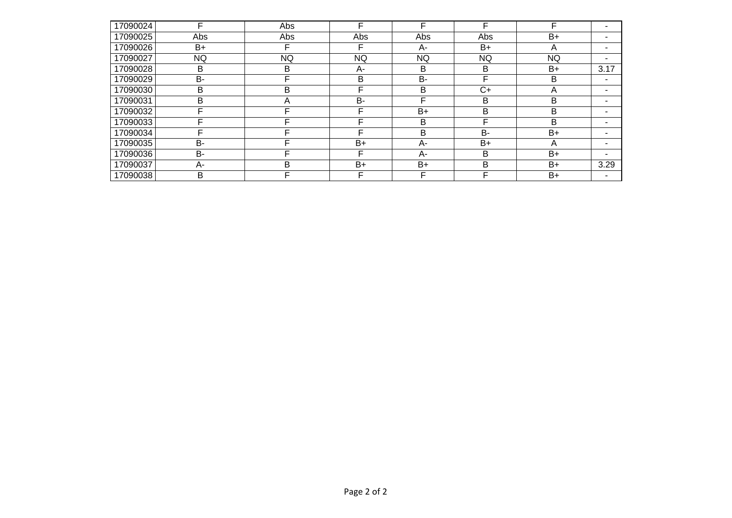| | | | | | | | |
|---|---|---|---|---|---|---|---|
| 17090024 | F | Abs | F | F | F | F | - |
| 17090025 | Abs | Abs | Abs | Abs | Abs | B+ | - |
| 17090026 | B+ | F | F | A- | B+ | A | - |
| 17090027 | NQ | NQ | NQ | NQ | NQ | NQ | - |
| 17090028 | B | B | A- | B | B | B+ | 3.17 |
| 17090029 | B- | F | B | B- | F | B | - |
| 17090030 | B | B | F | B | C+ | A | - |
| 17090031 | B | A | B- | F | B | B | - |
| 17090032 | F | F | F | B+ | B | B | - |
| 17090033 | F | F | F | B | F | B | - |
| 17090034 | F | F | F | B | B- | B+ | - |
| 17090035 | B- | F | B+ | A- | B+ | A | - |
| 17090036 | B- | F | F | A- | B | B+ | - |
| 17090037 | A- | B | B+ | B+ | B | B+ | 3.29 |
| 17090038 | B | F | F | F | F | B+ | - |